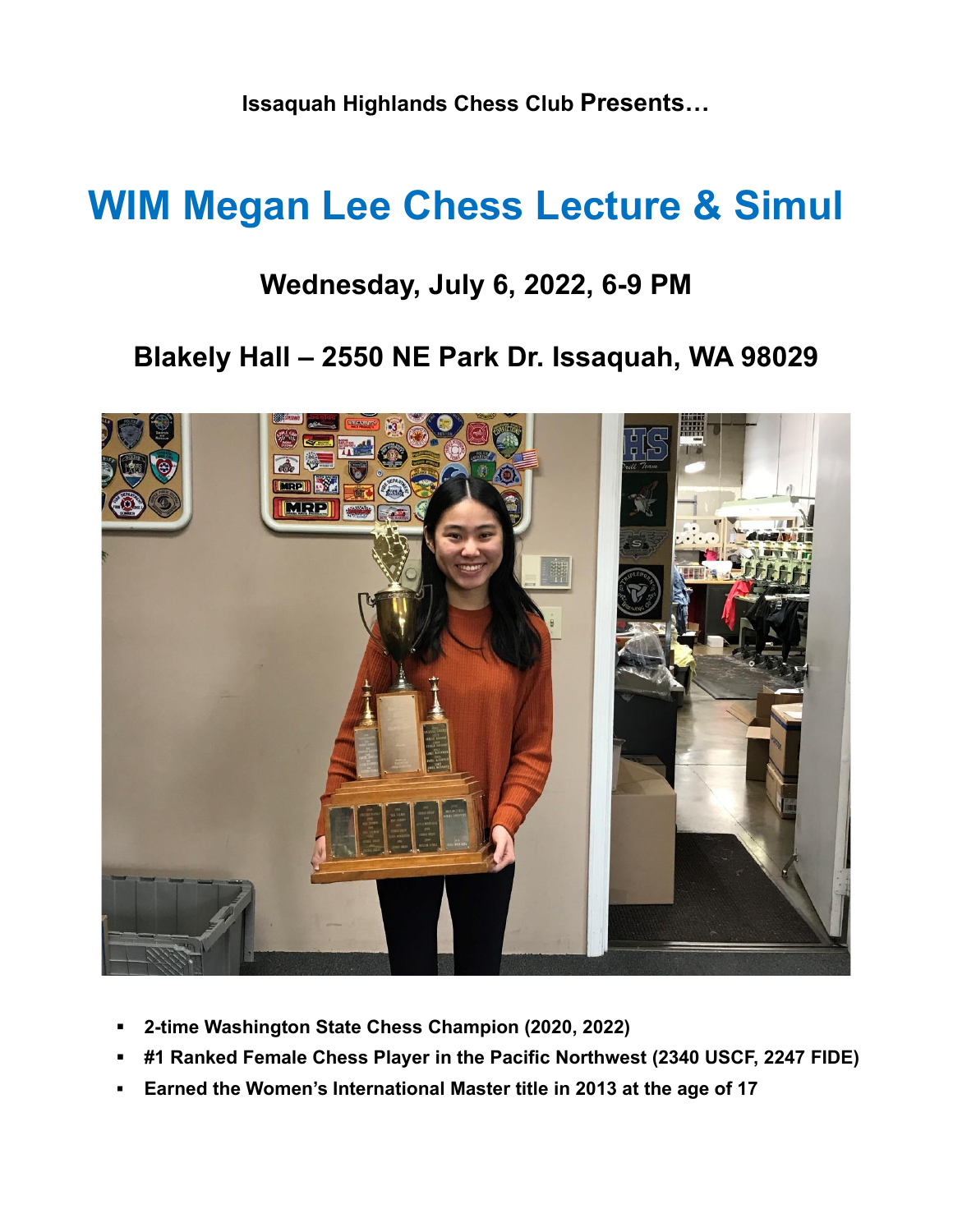**Issaquah Highlands Chess Club Presents…**

# WIM Megan Lee Chess Lecture & Simul

## Wednesday, July 6, 2022, 6-9 PM

## Blakely Hall – 2550 NE Park Dr. Issaquah, WA 98029

- **2-time Washington State Chess Champion (2020, 2022)**
- **#1 Ranked Female Chess Player in the Pacific Northwest (2340 USCF, 2247 FIDE)**
- **Earned the Women's International Master title in 2013 at the age of 17**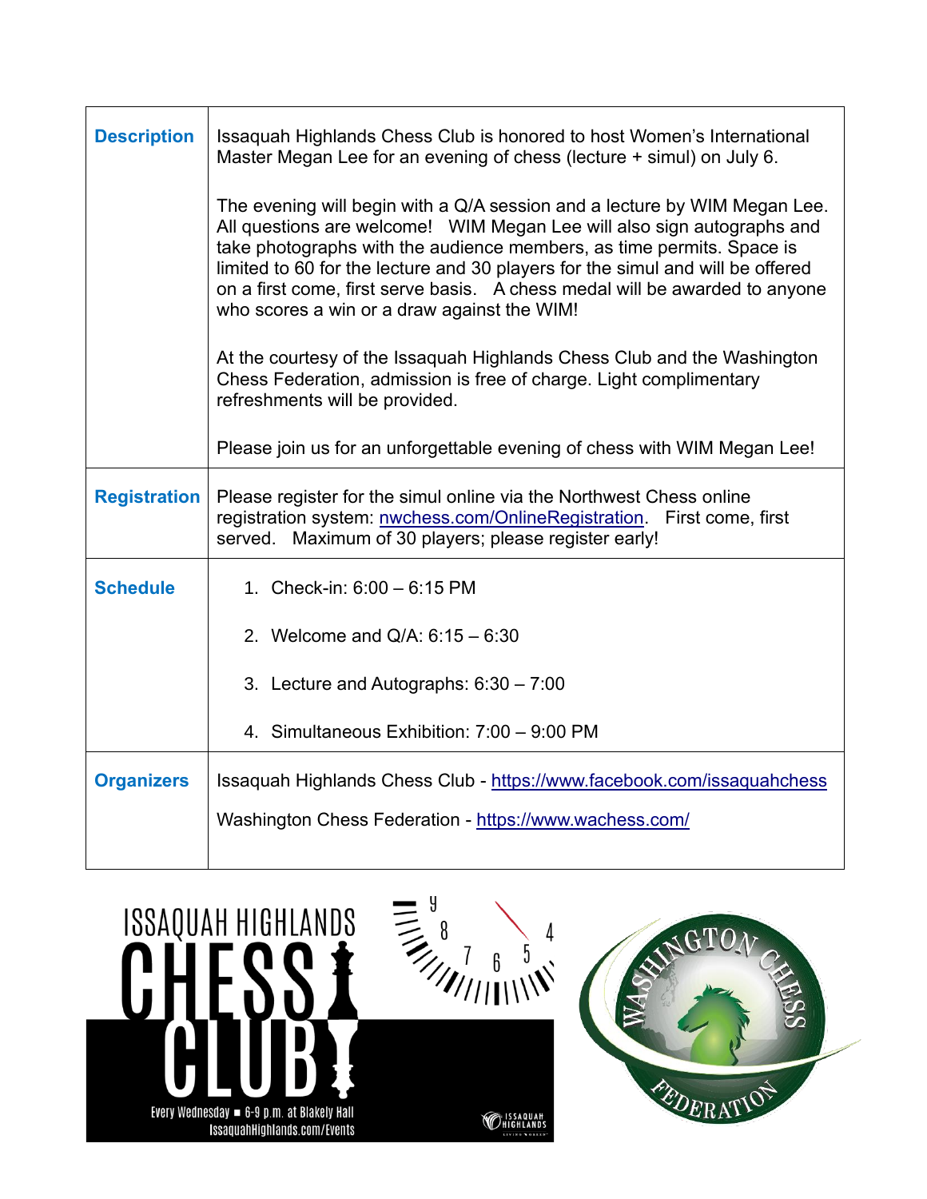| | |
|---|---|
| **Description** | Issaquah Highlands Chess Club is honored to host Women's International Master Megan Lee for an evening of chess (lecture + simul) on July 6.<br><br>The evening will begin with a Q/A session and a lecture by WIM Megan Lee. All questions are welcome! WIM Megan Lee will also sign autographs and take photographs with the audience members, as time permits. Space is limited to 60 for the lecture and 30 players for the simul and will be offered on a first come, first serve basis. A chess medal will be awarded to anyone who scores a win or a draw against the WIM!<br><br>At the courtesy of the Issaquah Highlands Chess Club and the Washington Chess Federation, admission is free of charge. Light complimentary refreshments will be provided.<br><br>Please join us for an unforgettable evening of chess with WIM Megan Lee! |
| **Registration** | Please register for the simul online via the Northwest Chess online registration system: [nwchess.com/OnlineRegistration](nwchess.com/OnlineRegistration). First come, first served. Maximum of 30 players; please register early! |
| **Schedule** | 1. Check-in: 6:00 – 6:15 PM<br>2. Welcome and Q/A: 6:15 – 6:30<br>3. Lecture and Autographs: 6:30 – 7:00<br>4. Simultaneous Exhibition: 7:00 – 9:00 PM |
| **Organizers** | Issaquah Highlands Chess Club - [https://www.facebook.com/issaquahchess](https://www.facebook.com/issaquahchess)<br><br>Washington Chess Federation - [https://www.wachess.com/](https://www.wachess.com/) |

ISSAQUAH HIGHLANDS CHESS CLUB

Every Wednesday ■ 6-9 p.m. at Blakely Hall

IssaquahHighlands.com/Events

WASHINGTON CHESS FEDERATION